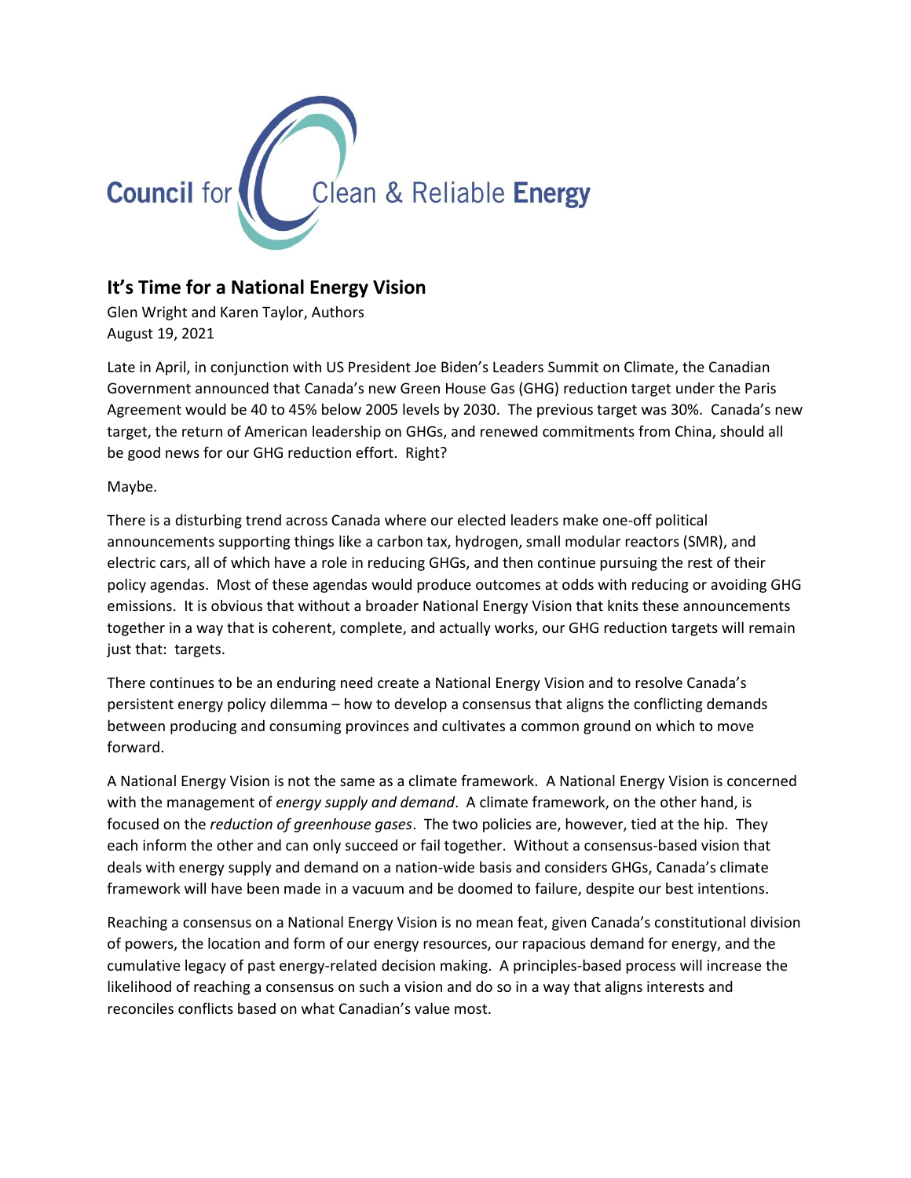Council for Clean & Reliable **Energy**

## It's Time for a National Energy Vision

Glen Wright and Karen Taylor, Authors
August 19, 2021

Late in April, in conjunction with US President Joe Biden's Leaders Summit on Climate, the Canadian Government announced that Canada's new Green House Gas (GHG) reduction target under the Paris Agreement would be 40 to 45% below 2005 levels by 2030. The previous target was 30%. Canada's new target, the return of American leadership on GHGs, and renewed commitments from China, should all be good news for our GHG reduction effort. Right?

Maybe.

There is a disturbing trend across Canada where our elected leaders make one-off political announcements supporting things like a carbon tax, hydrogen, small modular reactors (SMR), and electric cars, all of which have a role in reducing GHGs, and then continue pursuing the rest of their policy agendas. Most of these agendas would produce outcomes at odds with reducing or avoiding GHG emissions. It is obvious that without a broader National Energy Vision that knits these announcements together in a way that is coherent, complete, and actually works, our GHG reduction targets will remain just that: targets.

There continues to be an enduring need create a National Energy Vision and to resolve Canada's persistent energy policy dilemma – how to develop a consensus that aligns the conflicting demands between producing and consuming provinces and cultivates a common ground on which to move forward.

A National Energy Vision is not the same as a climate framework. A National Energy Vision is concerned with the management of *energy supply and demand*. A climate framework, on the other hand, is focused on the *reduction of greenhouse gases*. The two policies are, however, tied at the hip. They each inform the other and can only succeed or fail together. Without a consensus-based vision that deals with energy supply and demand on a nation-wide basis and considers GHGs, Canada's climate framework will have been made in a vacuum and be doomed to failure, despite our best intentions.

Reaching a consensus on a National Energy Vision is no mean feat, given Canada's constitutional division of powers, the location and form of our energy resources, our rapacious demand for energy, and the cumulative legacy of past energy-related decision making. A principles-based process will increase the likelihood of reaching a consensus on such a vision and do so in a way that aligns interests and reconciles conflicts based on what Canadian's value most.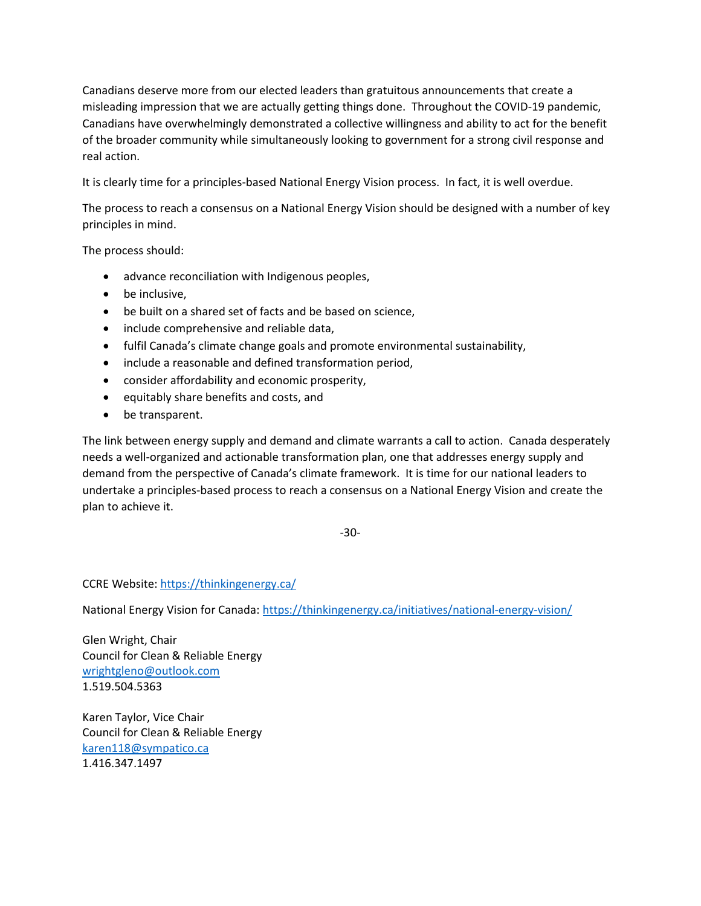Canadians deserve more from our elected leaders than gratuitous announcements that create a misleading impression that we are actually getting things done. Throughout the COVID-19 pandemic, Canadians have overwhelmingly demonstrated a collective willingness and ability to act for the benefit of the broader community while simultaneously looking to government for a strong civil response and real action.

It is clearly time for a principles-based National Energy Vision process. In fact, it is well overdue.

The process to reach a consensus on a National Energy Vision should be designed with a number of key principles in mind.

The process should:

- advance reconciliation with Indigenous peoples,
- be inclusive,
- be built on a shared set of facts and be based on science,
- include comprehensive and reliable data,
- fulfil Canada's climate change goals and promote environmental sustainability,
- include a reasonable and defined transformation period,
- consider affordability and economic prosperity,
- equitably share benefits and costs, and
- be transparent.

The link between energy supply and demand and climate warrants a call to action. Canada desperately needs a well-organized and actionable transformation plan, one that addresses energy supply and demand from the perspective of Canada's climate framework. It is time for our national leaders to undertake a principles-based process to reach a consensus on a National Energy Vision and create the plan to achieve it.

-30-

CCRE Website: https://thinkingenergy.ca/

National Energy Vision for Canada: https://thinkingenergy.ca/initiatives/national-energy-vision/

Glen Wright, Chair
Council for Clean & Reliable Energy
wrightgleno@outlook.com
1.519.504.5363

Karen Taylor, Vice Chair
Council for Clean & Reliable Energy
karen118@sympatico.ca
1.416.347.1497